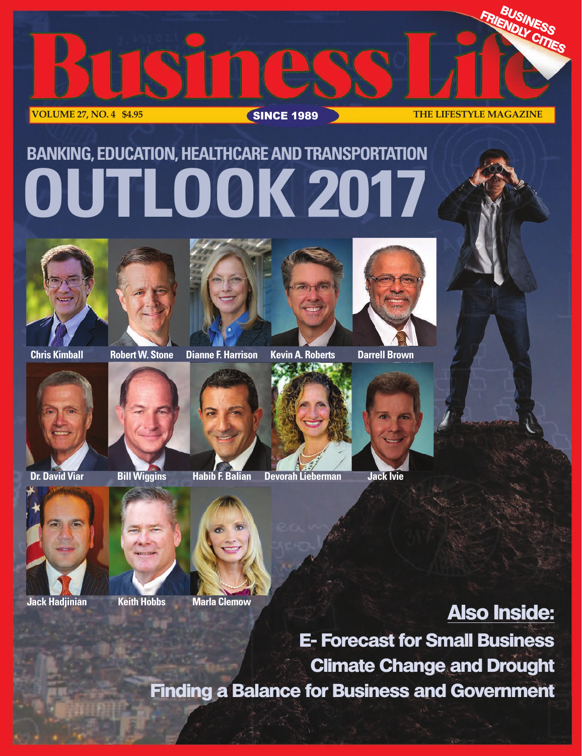# Business Life

BUSINESS FRIENDLY CITIES

VOLUME 27, NO. 4 $4.95 | SINCE 1989 | THE LIFESTYLE MAGAZINE

## BANKING, EDUCATION, HEALTHCARE AND TRANSPORTATION

# OUTLOOK 2017

Chris Kimball

Robert W. Stone

Dianne F. Harrison

Kevin A. Roberts

Darrell Brown

Dr. David Viar

Bill Wiggins

Habib F. Balian

Devorah Lieberman

Jack Ivie

Jack Hadjinian

Keith Hobbs

Marla Clemow

## Also Inside:

**E- Forecast for Small Business**

**Climate Change and Drought**

**Finding a Balance for Business and Government**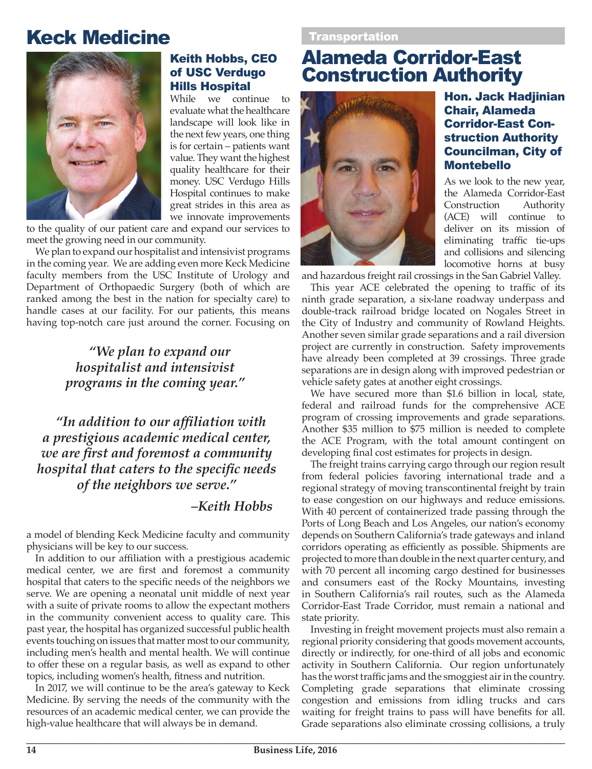# Keck Medicine

### Keith Hobbs, CEO of USC Verdugo Hills Hospital

While we continue to evaluate what the healthcare landscape will look like in the next few years, one thing is for certain – patients want value. They want the highest quality healthcare for their money. USC Verdugo Hills Hospital continues to make great strides in this area as we innovate improvements to the quality of our patient care and expand our services to meet the growing need in our community.

We plan to expand our hospitalist and intensivist programs in the coming year. We are adding even more Keck Medicine faculty members from the USC Institute of Urology and Department of Orthopaedic Surgery (both of which are ranked among the best in the nation for specialty care) to handle cases at our facility. For our patients, this means having top-notch care just around the corner. Focusing on a model of blending Keck Medicine faculty and community physicians will be key to our success.

> *"We plan to expand our hospitalist and intensivist programs in the coming year."*

> *"In addition to our affiliation with a prestigious academic medical center, we are first and foremost a community hospital that caters to the specific needs of the neighbors we serve."*
>
> *–Keith Hobbs*

In addition to our affiliation with a prestigious academic medical center, we are first and foremost a community hospital that caters to the specific needs of the neighbors we serve. We are opening a neonatal unit middle of next year with a suite of private rooms to allow the expectant mothers in the community convenient access to quality care. This past year, the hospital has organized successful public health events touching on issues that matter most to our community, including men's health and mental health. We will continue to offer these on a regular basis, as well as expand to other topics, including women's health, fitness and nutrition.

In 2017, we will continue to be the area's gateway to Keck Medicine. By serving the needs of the community with the resources of an academic medical center, we can provide the high-value healthcare that will always be in demand.

**Transportation**

# Alameda Corridor-East Construction Authority

### Hon. Jack Hadjinian Chair, Alameda Corridor-East Construction Authority Councilman, City of Montebello

As we look to the new year, the Alameda Corridor-East Construction Authority (ACE) will continue to deliver on its mission of eliminating traffic tie-ups and collisions and silencing locomotive horns at busy and hazardous freight rail crossings in the San Gabriel Valley.

This year ACE celebrated the opening to traffic of its ninth grade separation, a six-lane roadway underpass and double-track railroad bridge located on Nogales Street in the City of Industry and community of Rowland Heights. Another seven similar grade separations and a rail diversion project are currently in construction. Safety improvements have already been completed at 39 crossings. Three grade separations are in design along with improved pedestrian or vehicle safety gates at another eight crossings.

We have secured more than $1.6 billion in local, state, federal and railroad funds for the comprehensive ACE program of crossing improvements and grade separations. Another $35 million to $75 million is needed to complete the ACE Program, with the total amount contingent on developing final cost estimates for projects in design.

The freight trains carrying cargo through our region result from federal policies favoring international trade and a regional strategy of moving transcontinental freight by train to ease congestion on our highways and reduce emissions. With 40 percent of containerized trade passing through the Ports of Long Beach and Los Angeles, our nation's economy depends on Southern California's trade gateways and inland corridors operating as efficiently as possible. Shipments are projected to more than double in the next quarter century, and with 70 percent all incoming cargo destined for businesses and consumers east of the Rocky Mountains, investing in Southern California's rail routes, such as the Alameda Corridor-East Trade Corridor, must remain a national and state priority.

Investing in freight movement projects must also remain a regional priority considering that goods movement accounts, directly or indirectly, for one-third of all jobs and economic activity in Southern California. Our region unfortunately has the worst traffic jams and the smoggiest air in the country. Completing grade separations that eliminate crossing congestion and emissions from idling trucks and cars waiting for freight trains to pass will have benefits for all. Grade separations also eliminate crossing collisions, a truly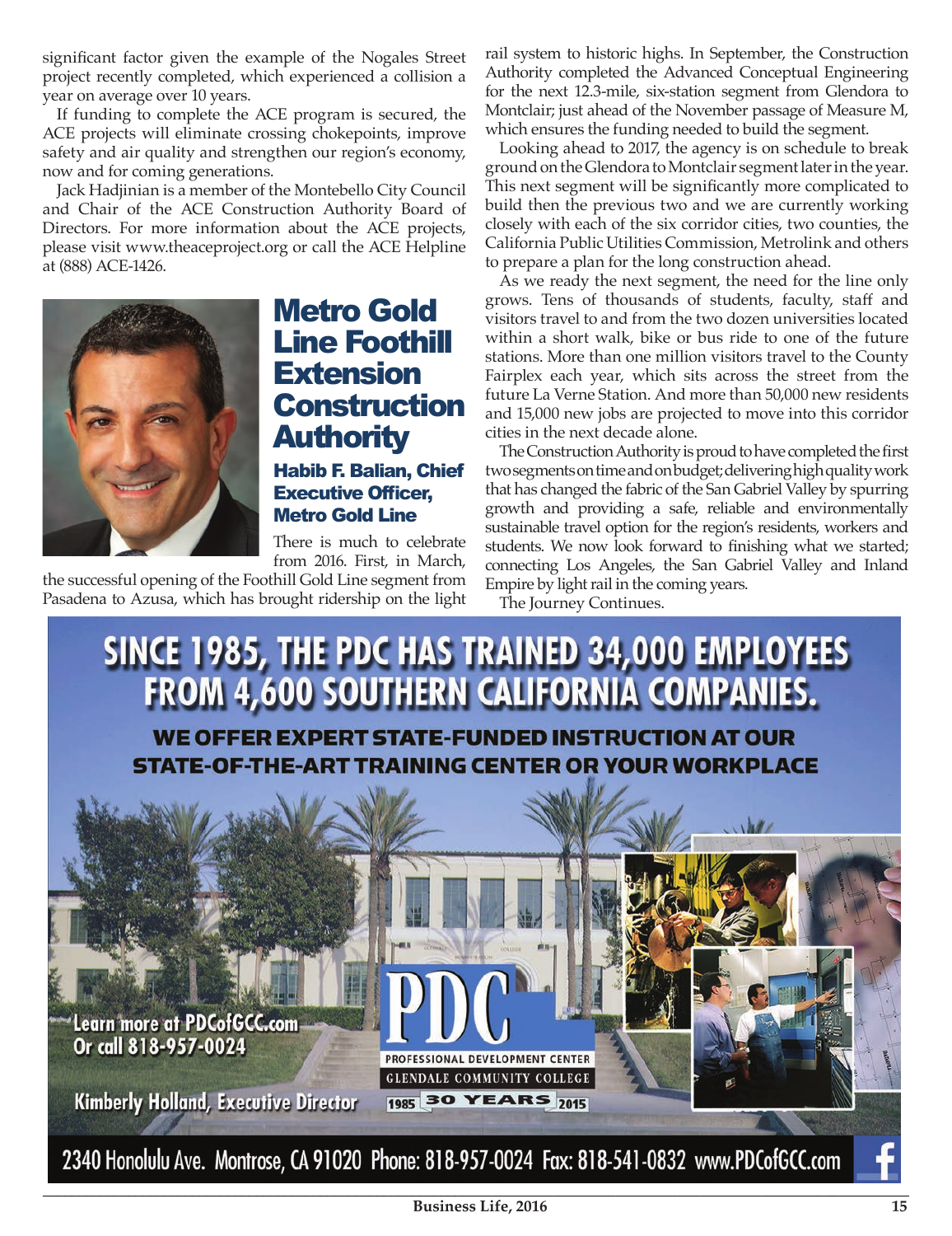significant factor given the example of the Nogales Street project recently completed, which experienced a collision a year on average over 10 years.

If funding to complete the ACE program is secured, the ACE projects will eliminate crossing chokepoints, improve safety and air quality and strengthen our region's economy, now and for coming generations.

Jack Hadjinian is a member of the Montebello City Council and Chair of the ACE Construction Authority Board of Directors. For more information about the ACE projects, please visit www.theaceproject.org or call the ACE Helpline at (888) ACE-1426.

## Metro Gold Line Foothill Extension Construction Authority

### Habib F. Balian, Chief Executive Officer, Metro Gold Line

There is much to celebrate from 2016. First, in March, the successful opening of the Foothill Gold Line segment from Pasadena to Azusa, which has brought ridership on the light rail system to historic highs. In September, the Construction Authority completed the Advanced Conceptual Engineering for the next 12.3-mile, six-station segment from Glendora to Montclair; just ahead of the November passage of Measure M, which ensures the funding needed to build the segment.

Looking ahead to 2017, the agency is on schedule to break ground on the Glendora to Montclair segment later in the year. This next segment will be significantly more complicated to build then the previous two and we are currently working closely with each of the six corridor cities, two counties, the California Public Utilities Commission, Metrolink and others to prepare a plan for the long construction ahead.

As we ready the next segment, the need for the line only grows. Tens of thousands of students, faculty, staff and visitors travel to and from the two dozen universities located within a short walk, bike or bus ride to one of the future stations. More than one million visitors travel to the County Fairplex each year, which sits across the street from the future La Verne Station. And more than 50,000 new residents and 15,000 new jobs are projected to move into this corridor cities in the next decade alone.

The Construction Authority is proud to have completed the first two segments on time and on budget; delivering high quality work that has changed the fabric of the San Gabriel Valley by spurring growth and providing a safe, reliable and environmentally sustainable travel option for the region's residents, workers and students. We now look forward to finishing what we started; connecting Los Angeles, the San Gabriel Valley and Inland Empire by light rail in the coming years.

The Journey Continues.

**SINCE 1985, THE PDC HAS TRAINED 34,000 EMPLOYEES FROM 4,600 SOUTHERN CALIFORNIA COMPANIES.**

**WE OFFER EXPERT STATE-FUNDED INSTRUCTION AT OUR STATE-OF-THE-ART TRAINING CENTER OR YOUR WORKPLACE**

Learn more at PDCofGCC.com
Or call 818-957-0024

Kimberly Holland, Executive Director

PDC
PROFESSIONAL DEVELOPMENT CENTER
GLENDALE COMMUNITY COLLEGE
1985 30 YEARS 2015

2340 Honolulu Ave. Montrose, CA 91020 Phone: 818-957-0024 Fax: 818-541-0832 www.PDCofGCC.com